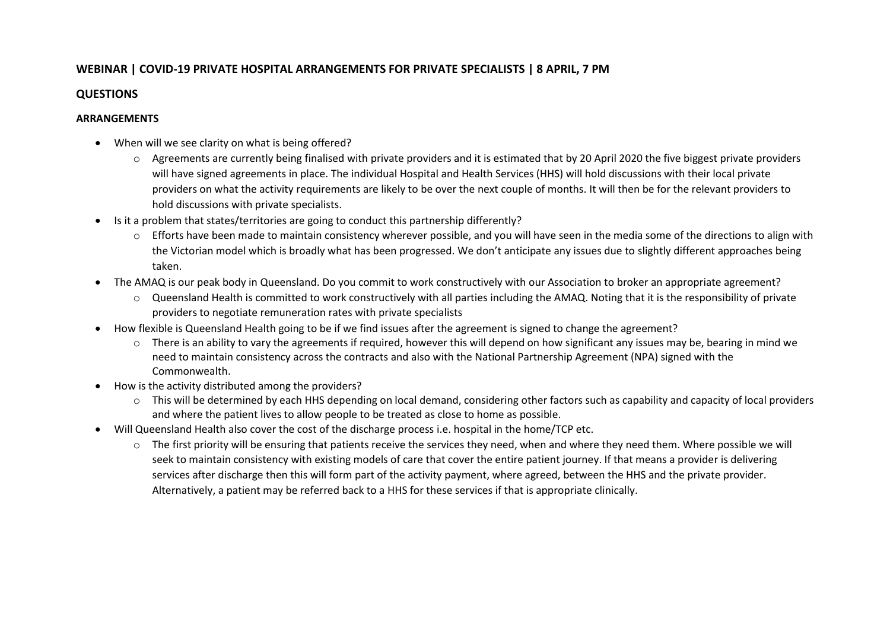**WEBINAR | COVID-19 PRIVATE HOSPITAL ARRANGEMENTS FOR PRIVATE SPECIALISTS | 8 APRIL, 7 PM**

**QUESTIONS**

**ARRANGEMENTS**

- When will we see clarity on what is being offered?
    - Agreements are currently being finalised with private providers and it is estimated that by 20 April 2020 the five biggest private providers will have signed agreements in place. The individual Hospital and Health Services (HHS) will hold discussions with their local private providers on what the activity requirements are likely to be over the next couple of months. It will then be for the relevant providers to hold discussions with private specialists.
- Is it a problem that states/territories are going to conduct this partnership differently?
    - Efforts have been made to maintain consistency wherever possible, and you will have seen in the media some of the directions to align with the Victorian model which is broadly what has been progressed. We don't anticipate any issues due to slightly different approaches being taken.
- The AMAQ is our peak body in Queensland. Do you commit to work constructively with our Association to broker an appropriate agreement?
    - Queensland Health is committed to work constructively with all parties including the AMAQ. Noting that it is the responsibility of private providers to negotiate remuneration rates with private specialists
- How flexible is Queensland Health going to be if we find issues after the agreement is signed to change the agreement?
    - There is an ability to vary the agreements if required, however this will depend on how significant any issues may be, bearing in mind we need to maintain consistency across the contracts and also with the National Partnership Agreement (NPA) signed with the Commonwealth.
- How is the activity distributed among the providers?
    - This will be determined by each HHS depending on local demand, considering other factors such as capability and capacity of local providers and where the patient lives to allow people to be treated as close to home as possible.
- Will Queensland Health also cover the cost of the discharge process i.e. hospital in the home/TCP etc.
    - The first priority will be ensuring that patients receive the services they need, when and where they need them. Where possible we will seek to maintain consistency with existing models of care that cover the entire patient journey. If that means a provider is delivering services after discharge then this will form part of the activity payment, where agreed, between the HHS and the private provider. Alternatively, a patient may be referred back to a HHS for these services if that is appropriate clinically.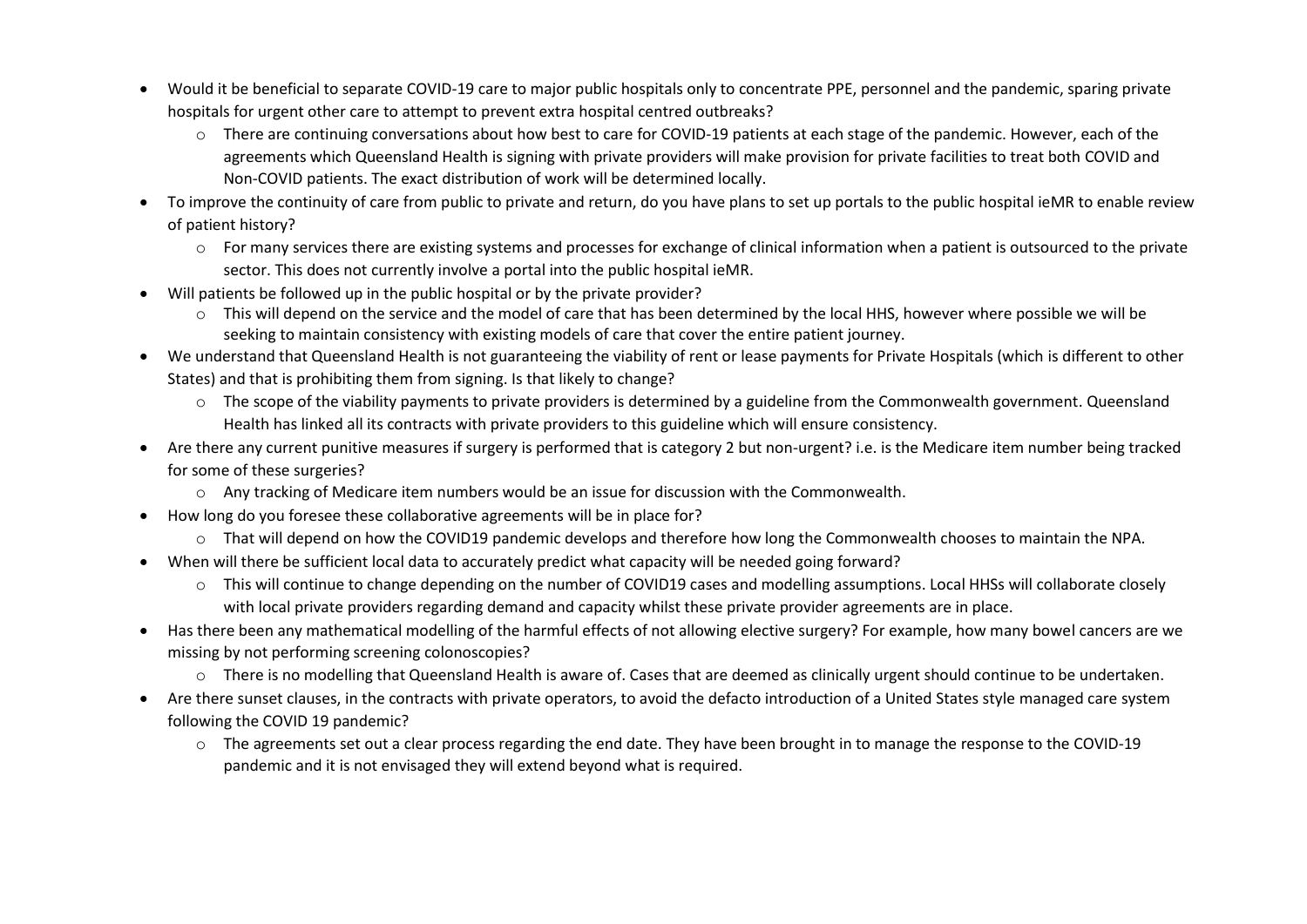- Would it be beneficial to separate COVID-19 care to major public hospitals only to concentrate PPE, personnel and the pandemic, sparing private hospitals for urgent other care to attempt to prevent extra hospital centred outbreaks?
  - There are continuing conversations about how best to care for COVID-19 patients at each stage of the pandemic. However, each of the agreements which Queensland Health is signing with private providers will make provision for private facilities to treat both COVID and Non-COVID patients. The exact distribution of work will be determined locally.
- To improve the continuity of care from public to private and return, do you have plans to set up portals to the public hospital ieMR to enable review of patient history?
  - For many services there are existing systems and processes for exchange of clinical information when a patient is outsourced to the private sector. This does not currently involve a portal into the public hospital ieMR.
- Will patients be followed up in the public hospital or by the private provider?
  - This will depend on the service and the model of care that has been determined by the local HHS, however where possible we will be seeking to maintain consistency with existing models of care that cover the entire patient journey.
- We understand that Queensland Health is not guaranteeing the viability of rent or lease payments for Private Hospitals (which is different to other States) and that is prohibiting them from signing. Is that likely to change?
  - The scope of the viability payments to private providers is determined by a guideline from the Commonwealth government. Queensland Health has linked all its contracts with private providers to this guideline which will ensure consistency.
- Are there any current punitive measures if surgery is performed that is category 2 but non-urgent? i.e. is the Medicare item number being tracked for some of these surgeries?
  - Any tracking of Medicare item numbers would be an issue for discussion with the Commonwealth.
- How long do you foresee these collaborative agreements will be in place for?
  - That will depend on how the COVID19 pandemic develops and therefore how long the Commonwealth chooses to maintain the NPA.
- When will there be sufficient local data to accurately predict what capacity will be needed going forward?
  - This will continue to change depending on the number of COVID19 cases and modelling assumptions. Local HHSs will collaborate closely with local private providers regarding demand and capacity whilst these private provider agreements are in place.
- Has there been any mathematical modelling of the harmful effects of not allowing elective surgery? For example, how many bowel cancers are we missing by not performing screening colonoscopies?
  - There is no modelling that Queensland Health is aware of. Cases that are deemed as clinically urgent should continue to be undertaken.
- Are there sunset clauses, in the contracts with private operators, to avoid the defacto introduction of a United States style managed care system following the COVID 19 pandemic?
  - The agreements set out a clear process regarding the end date. They have been brought in to manage the response to the COVID-19 pandemic and it is not envisaged they will extend beyond what is required.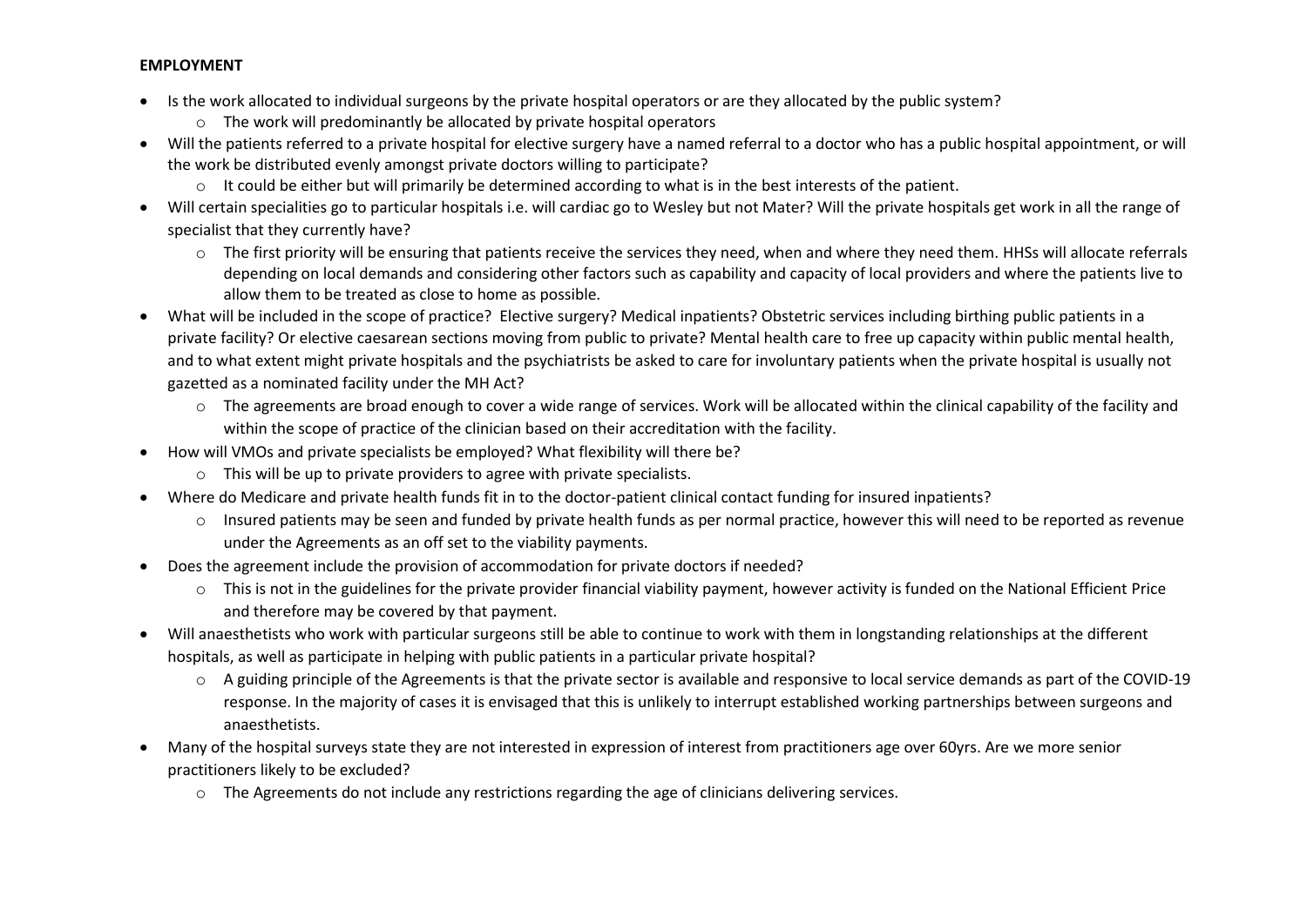**EMPLOYMENT**

- Is the work allocated to individual surgeons by the private hospital operators or are they allocated by the public system?
  - The work will predominantly be allocated by private hospital operators
- Will the patients referred to a private hospital for elective surgery have a named referral to a doctor who has a public hospital appointment, or will the work be distributed evenly amongst private doctors willing to participate?
  - It could be either but will primarily be determined according to what is in the best interests of the patient.
- Will certain specialities go to particular hospitals i.e. will cardiac go to Wesley but not Mater? Will the private hospitals get work in all the range of specialist that they currently have?
  - The first priority will be ensuring that patients receive the services they need, when and where they need them. HHSs will allocate referrals depending on local demands and considering other factors such as capability and capacity of local providers and where the patients live to allow them to be treated as close to home as possible.
- What will be included in the scope of practice? Elective surgery? Medical inpatients? Obstetric services including birthing public patients in a private facility? Or elective caesarean sections moving from public to private? Mental health care to free up capacity within public mental health, and to what extent might private hospitals and the psychiatrists be asked to care for involuntary patients when the private hospital is usually not gazetted as a nominated facility under the MH Act?
  - The agreements are broad enough to cover a wide range of services. Work will be allocated within the clinical capability of the facility and within the scope of practice of the clinician based on their accreditation with the facility.
- How will VMOs and private specialists be employed? What flexibility will there be?
  - This will be up to private providers to agree with private specialists.
- Where do Medicare and private health funds fit in to the doctor-patient clinical contact funding for insured inpatients?
  - Insured patients may be seen and funded by private health funds as per normal practice, however this will need to be reported as revenue under the Agreements as an off set to the viability payments.
- Does the agreement include the provision of accommodation for private doctors if needed?
  - This is not in the guidelines for the private provider financial viability payment, however activity is funded on the National Efficient Price and therefore may be covered by that payment.
- Will anaesthetists who work with particular surgeons still be able to continue to work with them in longstanding relationships at the different hospitals, as well as participate in helping with public patients in a particular private hospital?
  - A guiding principle of the Agreements is that the private sector is available and responsive to local service demands as part of the COVID-19 response. In the majority of cases it is envisaged that this is unlikely to interrupt established working partnerships between surgeons and anaesthetists.
- Many of the hospital surveys state they are not interested in expression of interest from practitioners age over 60yrs. Are we more senior practitioners likely to be excluded?
  - The Agreements do not include any restrictions regarding the age of clinicians delivering services.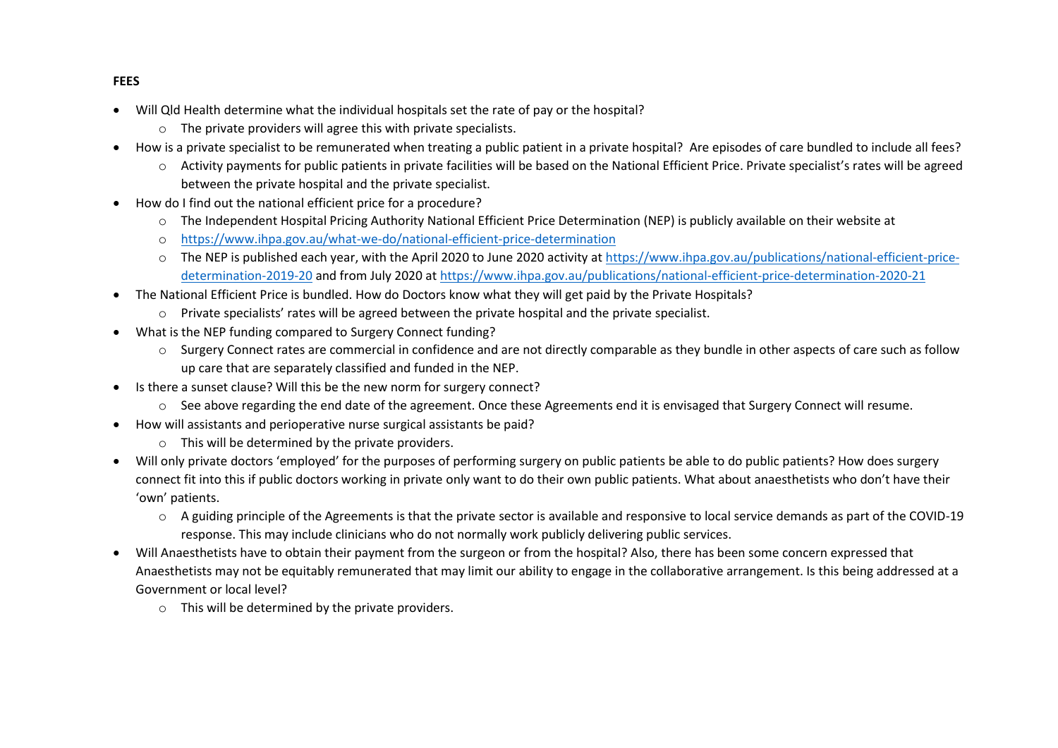**FEES**

- Will Qld Health determine what the individual hospitals set the rate of pay or the hospital?
  - The private providers will agree this with private specialists.
- How is a private specialist to be remunerated when treating a public patient in a private hospital? Are episodes of care bundled to include all fees?
  - Activity payments for public patients in private facilities will be based on the National Efficient Price. Private specialist's rates will be agreed between the private hospital and the private specialist.
- How do I find out the national efficient price for a procedure?
  - The Independent Hospital Pricing Authority National Efficient Price Determination (NEP) is publicly available on their website at
  - https://www.ihpa.gov.au/what-we-do/national-efficient-price-determination
  - The NEP is published each year, with the April 2020 to June 2020 activity at https://www.ihpa.gov.au/publications/national-efficient-price-determination-2019-20 and from July 2020 at https://www.ihpa.gov.au/publications/national-efficient-price-determination-2020-21
- The National Efficient Price is bundled. How do Doctors know what they will get paid by the Private Hospitals?
  - Private specialists' rates will be agreed between the private hospital and the private specialist.
- What is the NEP funding compared to Surgery Connect funding?
  - Surgery Connect rates are commercial in confidence and are not directly comparable as they bundle in other aspects of care such as follow up care that are separately classified and funded in the NEP.
- Is there a sunset clause? Will this be the new norm for surgery connect?
  - See above regarding the end date of the agreement. Once these Agreements end it is envisaged that Surgery Connect will resume.
- How will assistants and perioperative nurse surgical assistants be paid?
  - This will be determined by the private providers.
- Will only private doctors 'employed' for the purposes of performing surgery on public patients be able to do public patients? How does surgery connect fit into this if public doctors working in private only want to do their own public patients. What about anaesthetists who don't have their 'own' patients.
  - A guiding principle of the Agreements is that the private sector is available and responsive to local service demands as part of the COVID-19 response. This may include clinicians who do not normally work publicly delivering public services.
- Will Anaesthetists have to obtain their payment from the surgeon or from the hospital? Also, there has been some concern expressed that Anaesthetists may not be equitably remunerated that may limit our ability to engage in the collaborative arrangement. Is this being addressed at a Government or local level?
  - This will be determined by the private providers.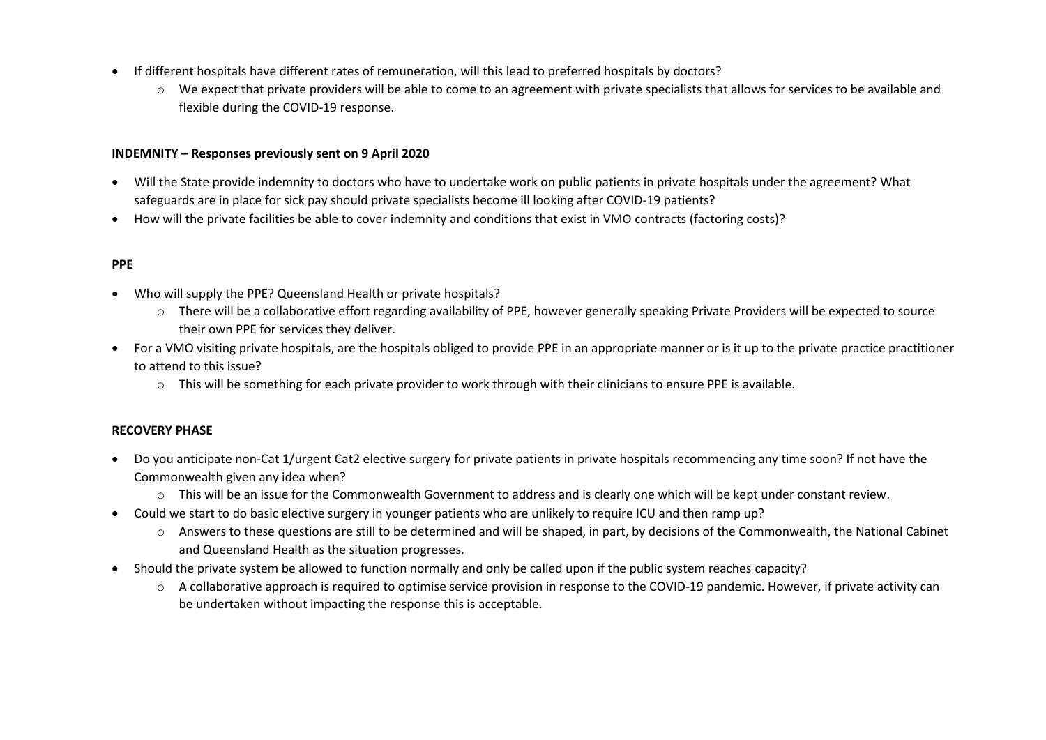- If different hospitals have different rates of remuneration, will this lead to preferred hospitals by doctors?
  - We expect that private providers will be able to come to an agreement with private specialists that allows for services to be available and flexible during the COVID-19 response.

**INDEMNITY – Responses previously sent on 9 April 2020**

- Will the State provide indemnity to doctors who have to undertake work on public patients in private hospitals under the agreement? What safeguards are in place for sick pay should private specialists become ill looking after COVID-19 patients?
- How will the private facilities be able to cover indemnity and conditions that exist in VMO contracts (factoring costs)?

**PPE**

- Who will supply the PPE? Queensland Health or private hospitals?
  - There will be a collaborative effort regarding availability of PPE, however generally speaking Private Providers will be expected to source their own PPE for services they deliver.
- For a VMO visiting private hospitals, are the hospitals obliged to provide PPE in an appropriate manner or is it up to the private practice practitioner to attend to this issue?
  - This will be something for each private provider to work through with their clinicians to ensure PPE is available.

**RECOVERY PHASE**

- Do you anticipate non-Cat 1/urgent Cat2 elective surgery for private patients in private hospitals recommencing any time soon? If not have the Commonwealth given any idea when?
  - This will be an issue for the Commonwealth Government to address and is clearly one which will be kept under constant review.
- Could we start to do basic elective surgery in younger patients who are unlikely to require ICU and then ramp up?
  - Answers to these questions are still to be determined and will be shaped, in part, by decisions of the Commonwealth, the National Cabinet and Queensland Health as the situation progresses.
- Should the private system be allowed to function normally and only be called upon if the public system reaches capacity?
  - A collaborative approach is required to optimise service provision in response to the COVID-19 pandemic. However, if private activity can be undertaken without impacting the response this is acceptable.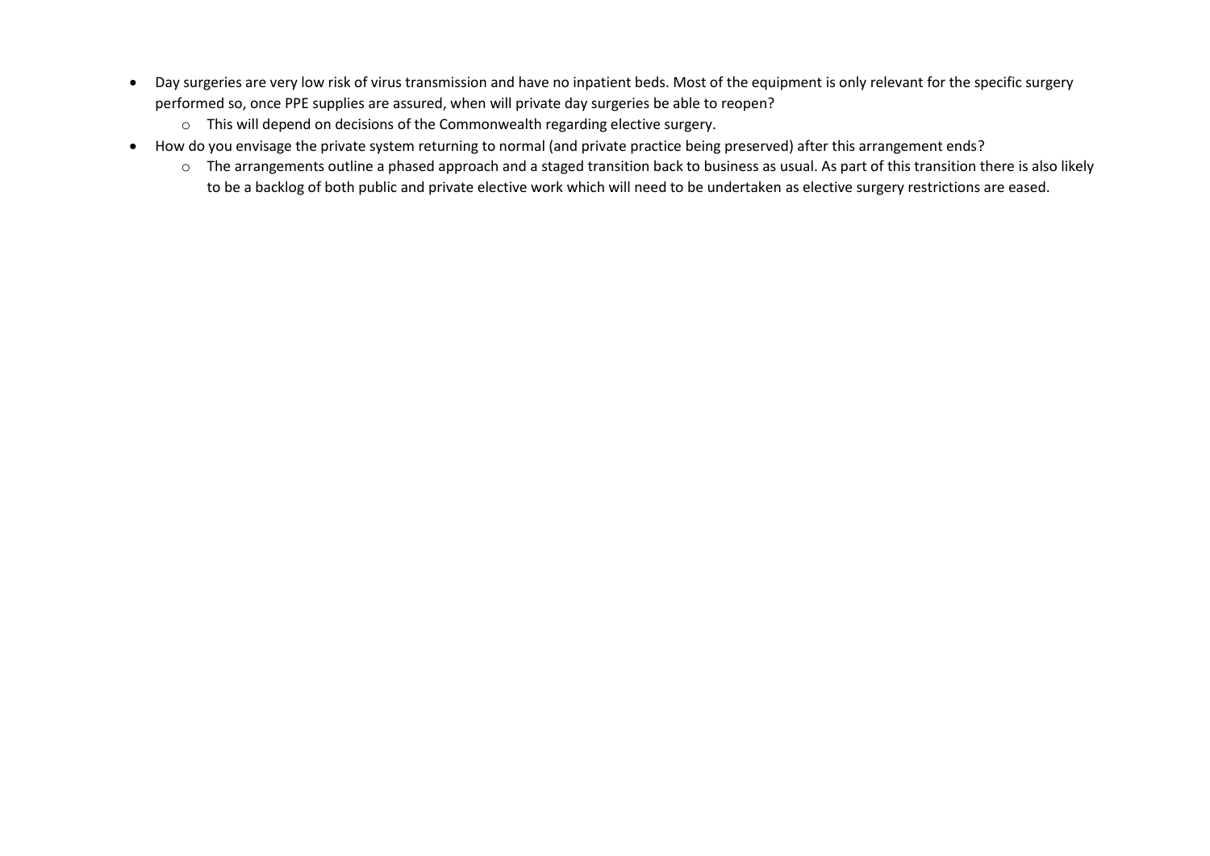- Day surgeries are very low risk of virus transmission and have no inpatient beds. Most of the equipment is only relevant for the specific surgery performed so, once PPE supplies are assured, when will private day surgeries be able to reopen?
  - This will depend on decisions of the Commonwealth regarding elective surgery.
- How do you envisage the private system returning to normal (and private practice being preserved) after this arrangement ends?
  - The arrangements outline a phased approach and a staged transition back to business as usual. As part of this transition there is also likely to be a backlog of both public and private elective work which will need to be undertaken as elective surgery restrictions are eased.